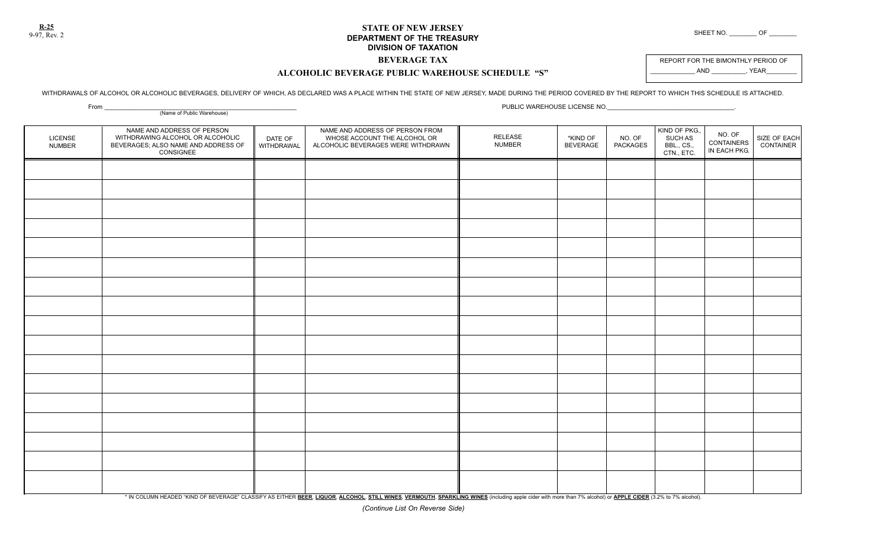**R-25**
9-97, Rev. 2

SHEET NO. ________ OF ________

# STATE OF NEW JERSEY
## DEPARTMENT OF THE TREASURY
## DIVISION OF TAXATION

### BEVERAGE TAX

### ALCOHOLIC BEVERAGE PUBLIC WAREHOUSE SCHEDULE "S"

REPORT FOR THE BIMONTHLY PERIOD OF
____________ AND __________, YEAR_________

WITHDRAWALS OF ALCOHOL OR ALCOHOLIC BEVERAGES, DELIVERY OF WHICH, AS DECLARED WAS A PLACE WITHIN THE STATE OF NEW JERSEY, MADE DURING THE PERIOD COVERED BY THE REPORT TO WHICH THIS SCHEDULE IS ATTACHED.

From ________________________________________________________
(Name of Public Warehouse)

PUBLIC WAREHOUSE LICENSE NO.____________________________________.

| LICENSE NUMBER | NAME AND ADDRESS OF PERSON WITHDRAWING ALCOHOL OR ALCOHOLIC BEVERAGES; ALSO NAME AND ADDRESS OF CONSIGNEE | DATE OF WITHDRAWAL | NAME AND ADDRESS OF PERSON FROM WHOSE ACCOUNT THE ALCOHOL OR ALCOHOLIC BEVERAGES WERE WITHDRAWN | RELEASE NUMBER | *KIND OF BEVERAGE | NO. OF PACKAGES | KIND OF PKG., SUCH AS BBL., CS., CTN., ETC. | NO. OF CONTAINERS IN EACH PKG. | SIZE OF EACH CONTAINER |
|---|---|---|---|---|---|---|---|---|---|
| | | | | | | | | | |
| | | | | | | | | | |
| | | | | | | | | | |
| | | | | | | | | | |
| | | | | | | | | | |
| | | | | | | | | | |
| | | | | | | | | | |
| | | | | | | | | | |
| | | | | | | | | | |
| | | | | | | | | | |
| | | | | | | | | | |
| | | | | | | | | | |
| | | | | | | | | | |
| | | | | | | | | | |
| | | | | | | | | | |
| | | | | | | | | | |
| | | | | | | | | | |

* IN COLUMN HEADED "KIND OF BEVERAGE" CLASSIFY AS EITHER **BEER**, **LIQUOR**, **ALCOHOL**, **STILL WINES**, **VERMOUTH**, **SPARKLING WINES** (including apple cider with more than 7% alcohol) or **APPLE CIDER** (3.2% to 7% alcohol).

*(Continue List On Reverse Side)*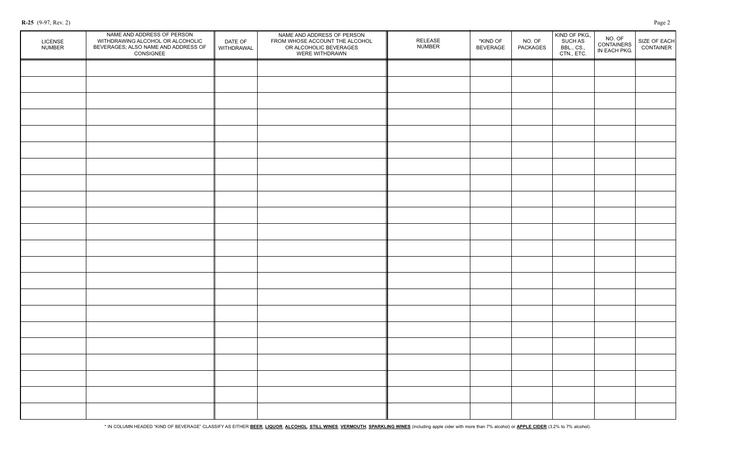| LICENSE NUMBER | NAME AND ADDRESS OF PERSON WITHDRAWING ALCOHOL OR ALCOHOLIC BEVERAGES; ALSO NAME AND ADDRESS OF CONSIGNEE | DATE OF WITHDRAWAL | NAME AND ADDRESS OF PERSON FROM WHOSE ACCOUNT THE ALCOHOL OR ALCOHOLIC BEVERAGES WERE WITHDRAWN | RELEASE NUMBER | *KIND OF BEVERAGE | NO. OF PACKAGES | KIND OF PKG., SUCH AS BBL., CS., CTN., ETC. | NO. OF CONTAINERS IN EACH PKG. | SIZE OF EACH CONTAINER |
|---|---|---|---|---|---|---|---|---|---|
| | | | | | | | | | |
| | | | | | | | | | |
| | | | | | | | | | |
| | | | | | | | | | |
| | | | | | | | | | |
| | | | | | | | | | |
| | | | | | | | | | |
| | | | | | | | | | |
| | | | | | | | | | |
| | | | | | | | | | |
| | | | | | | | | | |
| | | | | | | | | | |
| | | | | | | | | | |
| | | | | | | | | | |
| | | | | | | | | | |
| | | | | | | | | | |
| | | | | | | | | | |
| | | | | | | | | | |
| | | | | | | | | | |
| | | | | | | | | | |
| | | | | | | | | | |
| | | | | | | | | | |

* IN COLUMN HEADED "KIND OF BEVERAGE" CLASSIFY AS EITHER **BEER**, **LIQUOR**, **ALCOHOL**, **STILL WINES**, **VERMOUTH**, **SPARKLING WINES** (including apple cider with more than 7% alcohol) or **APPLE CIDER** (3.2% to 7% alcohol).